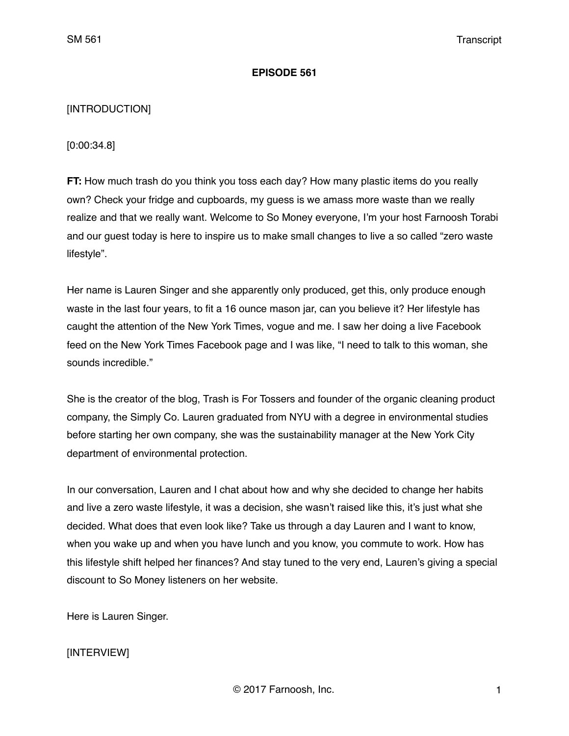**EPISODE 561**

[INTRODUCTION]

[0:00:34.8]

**FT:** How much trash do you think you toss each day? How many plastic items do you really own? Check your fridge and cupboards, my guess is we amass more waste than we really realize and that we really want. Welcome to So Money everyone, I'm your host Farnoosh Torabi and our guest today is here to inspire us to make small changes to live a so called "zero waste lifestyle".

Her name is Lauren Singer and she apparently only produced, get this, only produce enough waste in the last four years, to fit a 16 ounce mason jar, can you believe it? Her lifestyle has caught the attention of the New York Times, vogue and me. I saw her doing a live Facebook feed on the New York Times Facebook page and I was like, "I need to talk to this woman, she sounds incredible."

She is the creator of the blog, Trash is For Tossers and founder of the organic cleaning product company, the Simply Co. Lauren graduated from NYU with a degree in environmental studies before starting her own company, she was the sustainability manager at the New York City department of environmental protection.

In our conversation, Lauren and I chat about how and why she decided to change her habits and live a zero waste lifestyle, it was a decision, she wasn't raised like this, it's just what she decided. What does that even look like? Take us through a day Lauren and I want to know, when you wake up and when you have lunch and you know, you commute to work. How has this lifestyle shift helped her finances? And stay tuned to the very end, Lauren's giving a special discount to So Money listeners on her website.

Here is Lauren Singer.

[INTERVIEW]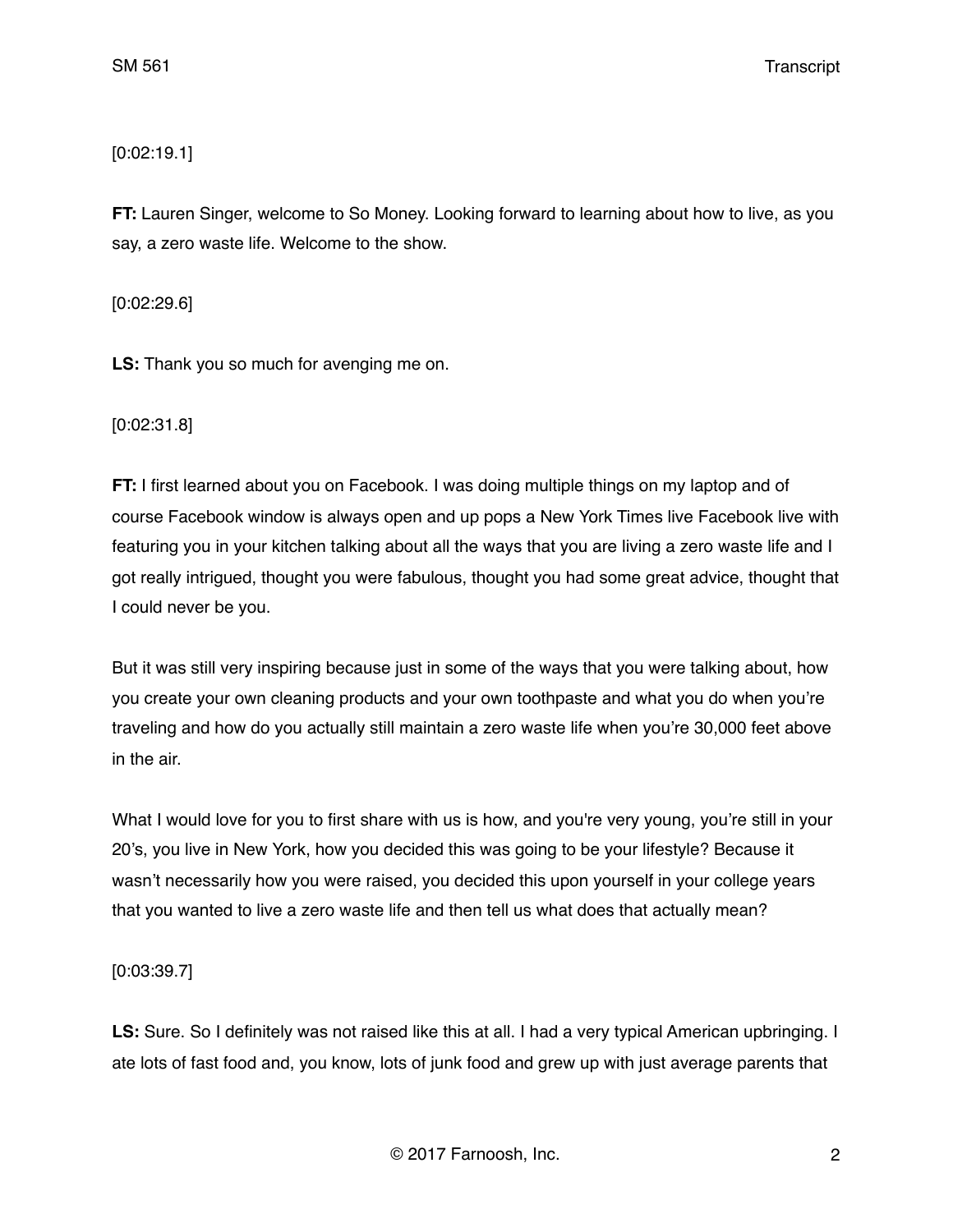[0:02:19.1]

**FT:** Lauren Singer, welcome to So Money. Looking forward to learning about how to live, as you say, a zero waste life. Welcome to the show.

[0:02:29.6]

**LS:** Thank you so much for avenging me on.

[0:02:31.8]

**FT:** I first learned about you on Facebook. I was doing multiple things on my laptop and of course Facebook window is always open and up pops a New York Times live Facebook live with featuring you in your kitchen talking about all the ways that you are living a zero waste life and I got really intrigued, thought you were fabulous, thought you had some great advice, thought that I could never be you.

But it was still very inspiring because just in some of the ways that you were talking about, how you create your own cleaning products and your own toothpaste and what you do when you're traveling and how do you actually still maintain a zero waste life when you're 30,000 feet above in the air.

What I would love for you to first share with us is how, and you're very young, you're still in your 20's, you live in New York, how you decided this was going to be your lifestyle? Because it wasn't necessarily how you were raised, you decided this upon yourself in your college years that you wanted to live a zero waste life and then tell us what does that actually mean?

[0:03:39.7]

**LS:** Sure. So I definitely was not raised like this at all. I had a very typical American upbringing. I ate lots of fast food and, you know, lots of junk food and grew up with just average parents that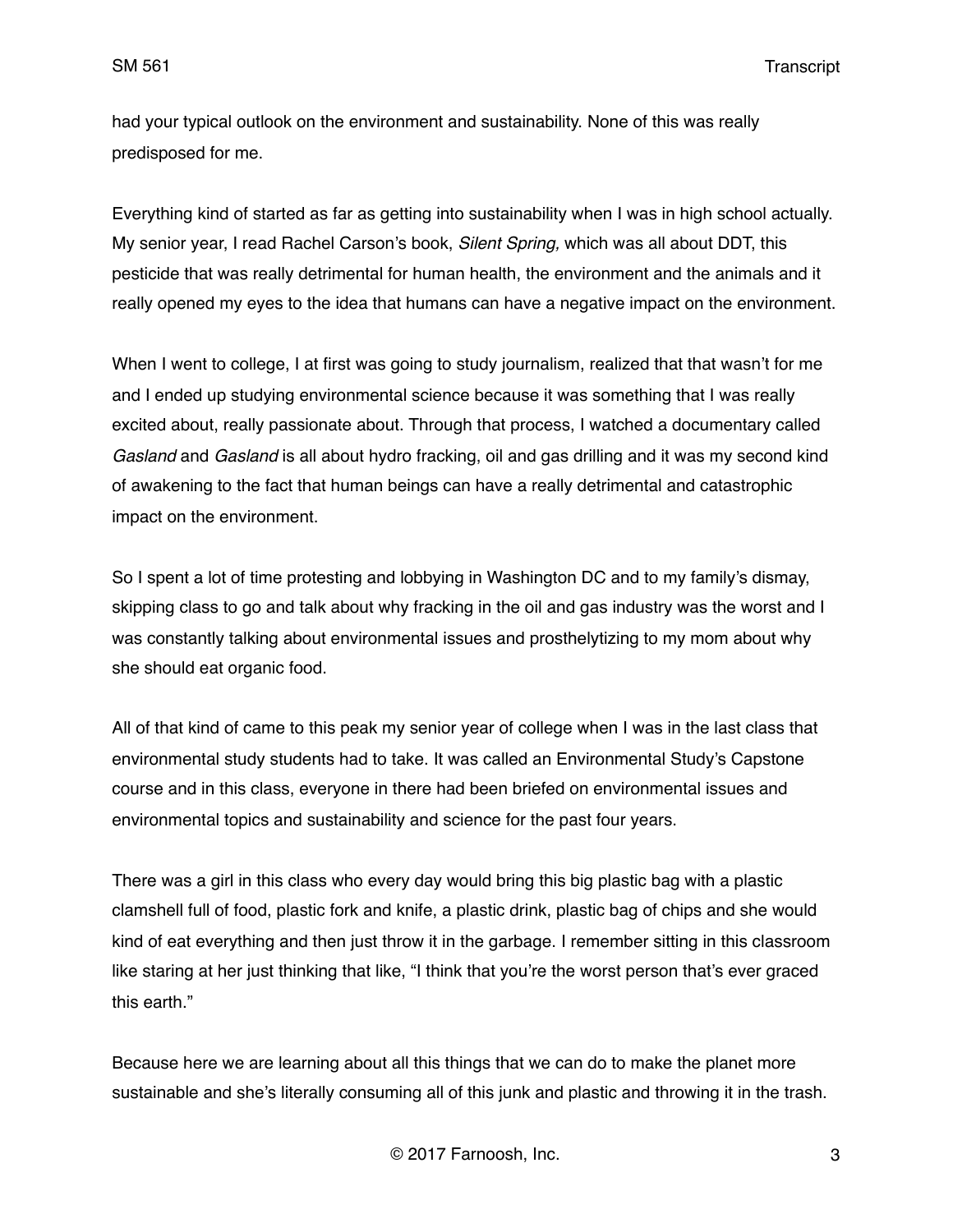had your typical outlook on the environment and sustainability. None of this was really predisposed for me.

Everything kind of started as far as getting into sustainability when I was in high school actually. My senior year, I read Rachel Carson's book, *Silent Spring,* which was all about DDT, this pesticide that was really detrimental for human health, the environment and the animals and it really opened my eyes to the idea that humans can have a negative impact on the environment.

When I went to college, I at first was going to study journalism, realized that that wasn't for me and I ended up studying environmental science because it was something that I was really excited about, really passionate about. Through that process, I watched a documentary called *Gasland* and *Gasland* is all about hydro fracking, oil and gas drilling and it was my second kind of awakening to the fact that human beings can have a really detrimental and catastrophic impact on the environment.

So I spent a lot of time protesting and lobbying in Washington DC and to my family's dismay, skipping class to go and talk about why fracking in the oil and gas industry was the worst and I was constantly talking about environmental issues and prosthelytizing to my mom about why she should eat organic food.

All of that kind of came to this peak my senior year of college when I was in the last class that environmental study students had to take. It was called an Environmental Study's Capstone course and in this class, everyone in there had been briefed on environmental issues and environmental topics and sustainability and science for the past four years.

There was a girl in this class who every day would bring this big plastic bag with a plastic clamshell full of food, plastic fork and knife, a plastic drink, plastic bag of chips and she would kind of eat everything and then just throw it in the garbage. I remember sitting in this classroom like staring at her just thinking that like, "I think that you're the worst person that's ever graced this earth."

Because here we are learning about all this things that we can do to make the planet more sustainable and she's literally consuming all of this junk and plastic and throwing it in the trash.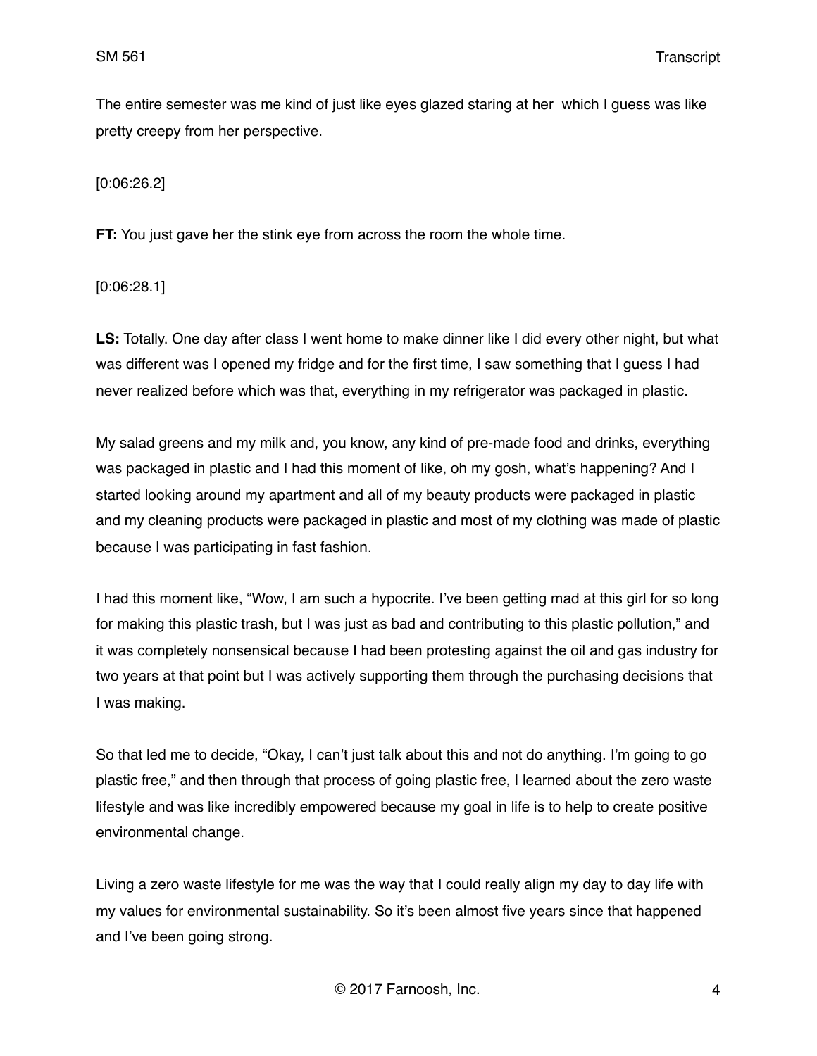The entire semester was me kind of just like eyes glazed staring at her which I guess was like pretty creepy from her perspective.

[0:06:26.2]

**FT:** You just gave her the stink eye from across the room the whole time.

[0:06:28.1]

**LS:** Totally. One day after class I went home to make dinner like I did every other night, but what was different was I opened my fridge and for the first time, I saw something that I guess I had never realized before which was that, everything in my refrigerator was packaged in plastic.

My salad greens and my milk and, you know, any kind of pre-made food and drinks, everything was packaged in plastic and I had this moment of like, oh my gosh, what's happening? And I started looking around my apartment and all of my beauty products were packaged in plastic and my cleaning products were packaged in plastic and most of my clothing was made of plastic because I was participating in fast fashion.

I had this moment like, "Wow, I am such a hypocrite. I've been getting mad at this girl for so long for making this plastic trash, but I was just as bad and contributing to this plastic pollution," and it was completely nonsensical because I had been protesting against the oil and gas industry for two years at that point but I was actively supporting them through the purchasing decisions that I was making.

So that led me to decide, "Okay, I can't just talk about this and not do anything. I'm going to go plastic free," and then through that process of going plastic free, I learned about the zero waste lifestyle and was like incredibly empowered because my goal in life is to help to create positive environmental change.

Living a zero waste lifestyle for me was the way that I could really align my day to day life with my values for environmental sustainability. So it's been almost five years since that happened and I've been going strong.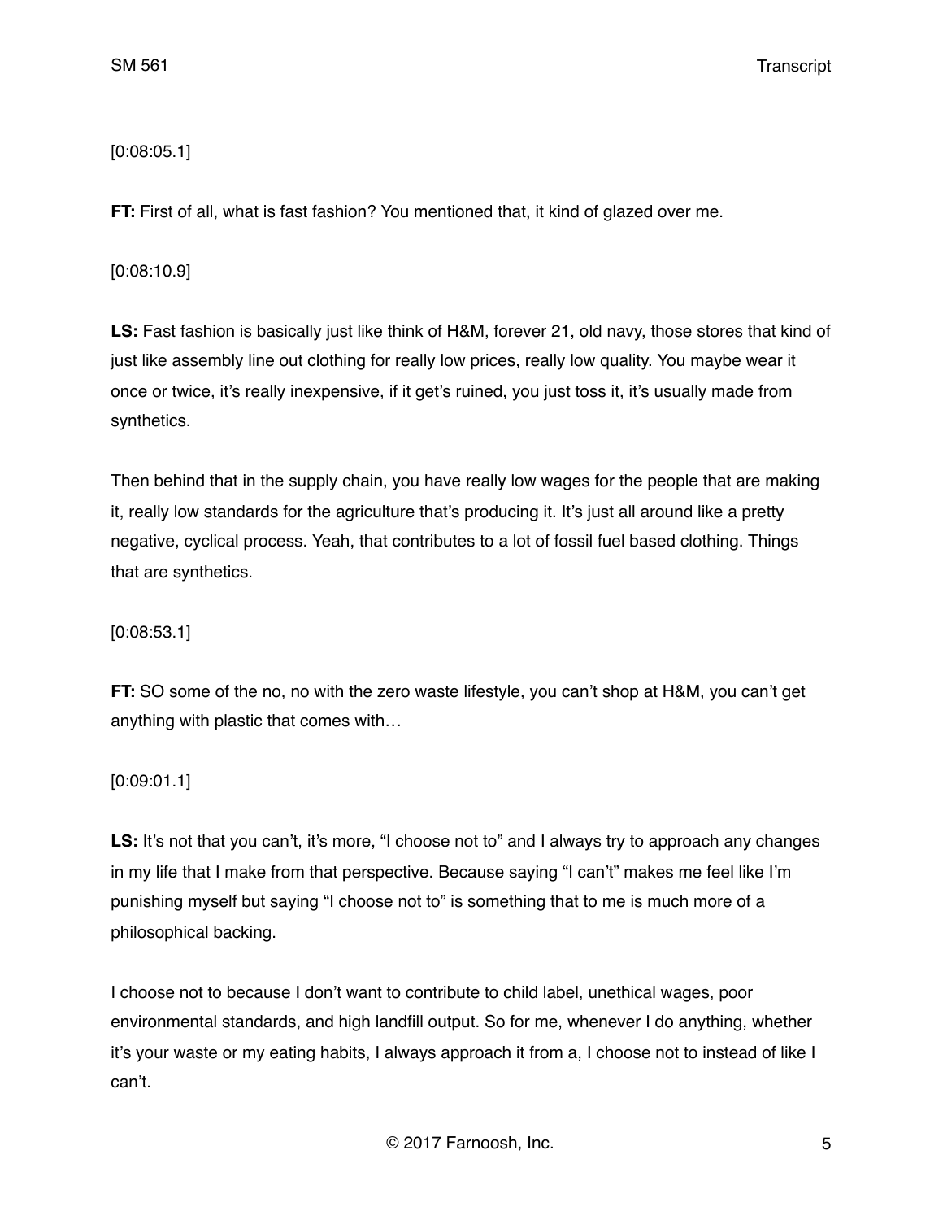[0:08:05.1]

**FT:** First of all, what is fast fashion? You mentioned that, it kind of glazed over me.

[0:08:10.9]

**LS:** Fast fashion is basically just like think of H&M, forever 21, old navy, those stores that kind of just like assembly line out clothing for really low prices, really low quality. You maybe wear it once or twice, it's really inexpensive, if it get's ruined, you just toss it, it's usually made from synthetics.

Then behind that in the supply chain, you have really low wages for the people that are making it, really low standards for the agriculture that's producing it. It's just all around like a pretty negative, cyclical process. Yeah, that contributes to a lot of fossil fuel based clothing. Things that are synthetics.

[0:08:53.1]

**FT:** SO some of the no, no with the zero waste lifestyle, you can't shop at H&M, you can't get anything with plastic that comes with…

[0:09:01.1]

**LS:** It's not that you can't, it's more, "I choose not to" and I always try to approach any changes in my life that I make from that perspective. Because saying "I can't" makes me feel like I'm punishing myself but saying "I choose not to" is something that to me is much more of a philosophical backing.

I choose not to because I don't want to contribute to child label, unethical wages, poor environmental standards, and high landfill output. So for me, whenever I do anything, whether it's your waste or my eating habits, I always approach it from a, I choose not to instead of like I can't.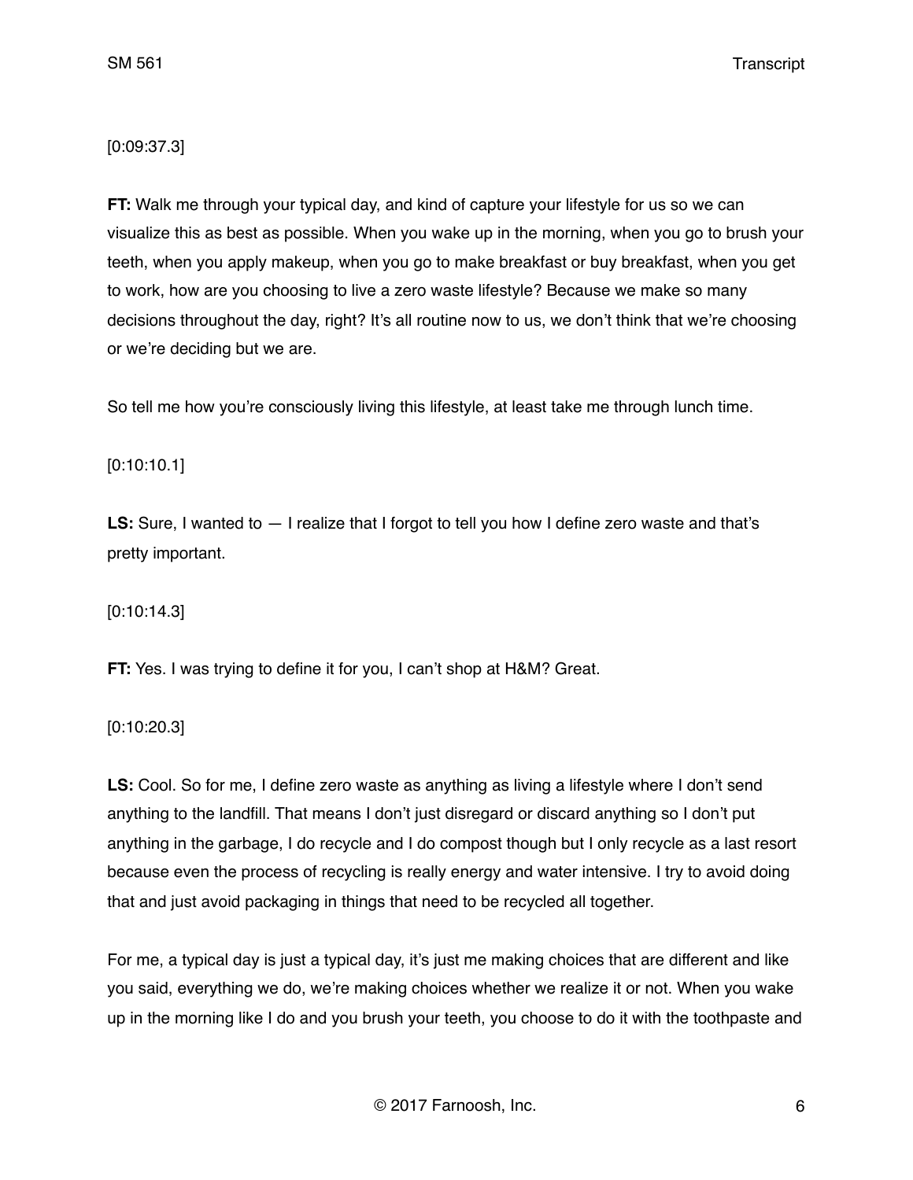[0:09:37.3]

**FT:** Walk me through your typical day, and kind of capture your lifestyle for us so we can visualize this as best as possible. When you wake up in the morning, when you go to brush your teeth, when you apply makeup, when you go to make breakfast or buy breakfast, when you get to work, how are you choosing to live a zero waste lifestyle? Because we make so many decisions throughout the day, right? It's all routine now to us, we don't think that we're choosing or we're deciding but we are.

So tell me how you're consciously living this lifestyle, at least take me through lunch time.

[0:10:10.1]

**LS:** Sure, I wanted to — I realize that I forgot to tell you how I define zero waste and that's pretty important.

[0:10:14.3]

**FT:** Yes. I was trying to define it for you, I can't shop at H&M? Great.

[0:10:20.3]

**LS:** Cool. So for me, I define zero waste as anything as living a lifestyle where I don't send anything to the landfill. That means I don't just disregard or discard anything so I don't put anything in the garbage, I do recycle and I do compost though but I only recycle as a last resort because even the process of recycling is really energy and water intensive. I try to avoid doing that and just avoid packaging in things that need to be recycled all together.

For me, a typical day is just a typical day, it's just me making choices that are different and like you said, everything we do, we're making choices whether we realize it or not. When you wake up in the morning like I do and you brush your teeth, you choose to do it with the toothpaste and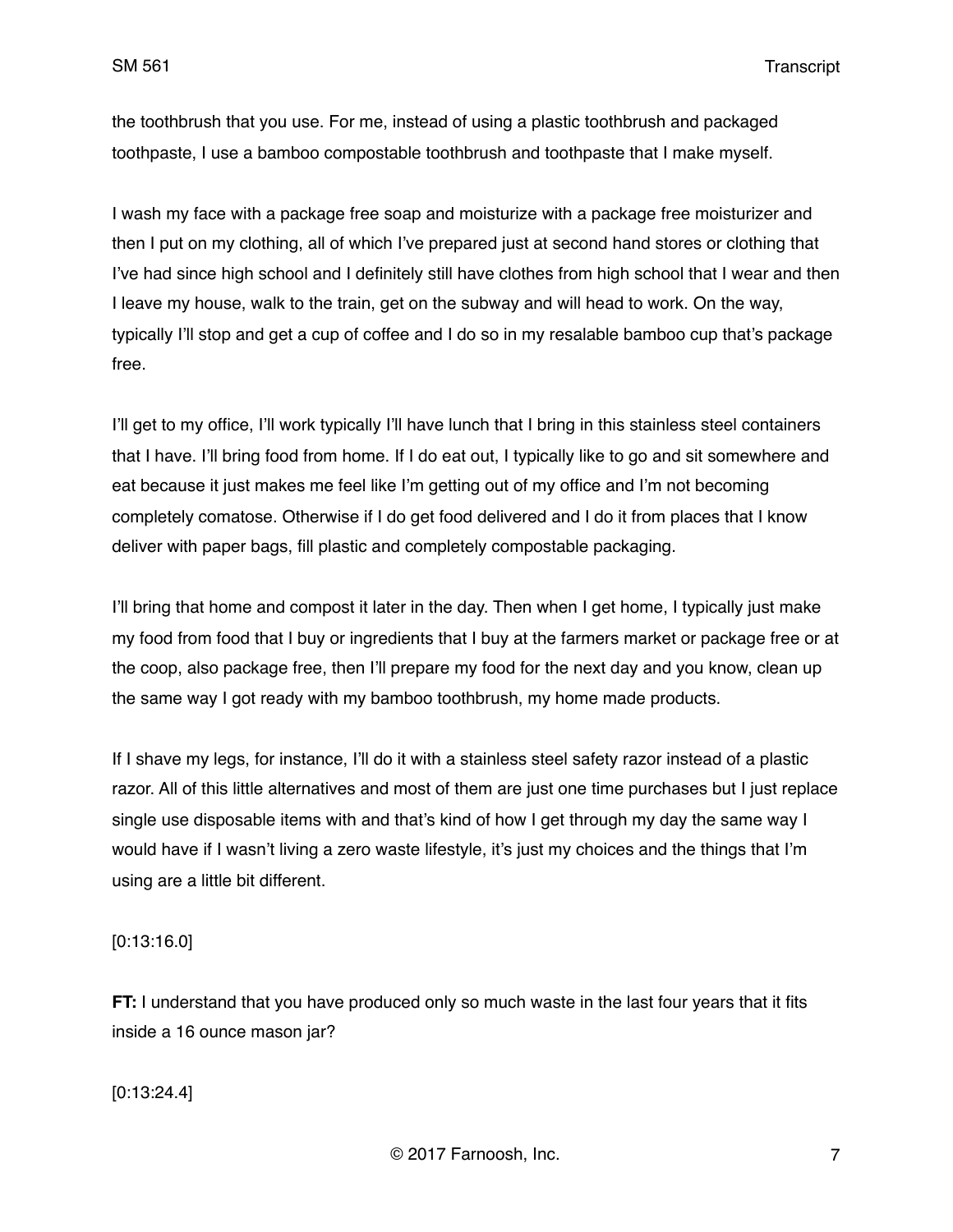the toothbrush that you use. For me, instead of using a plastic toothbrush and packaged toothpaste, I use a bamboo compostable toothbrush and toothpaste that I make myself.

I wash my face with a package free soap and moisturize with a package free moisturizer and then I put on my clothing, all of which I've prepared just at second hand stores or clothing that I've had since high school and I definitely still have clothes from high school that I wear and then I leave my house, walk to the train, get on the subway and will head to work. On the way, typically I'll stop and get a cup of coffee and I do so in my resalable bamboo cup that's package free.

I'll get to my office, I'll work typically I'll have lunch that I bring in this stainless steel containers that I have. I'll bring food from home. If I do eat out, I typically like to go and sit somewhere and eat because it just makes me feel like I'm getting out of my office and I'm not becoming completely comatose. Otherwise if I do get food delivered and I do it from places that I know deliver with paper bags, fill plastic and completely compostable packaging.

I'll bring that home and compost it later in the day. Then when I get home, I typically just make my food from food that I buy or ingredients that I buy at the farmers market or package free or at the coop, also package free, then I'll prepare my food for the next day and you know, clean up the same way I got ready with my bamboo toothbrush, my home made products.

If I shave my legs, for instance, I'll do it with a stainless steel safety razor instead of a plastic razor. All of this little alternatives and most of them are just one time purchases but I just replace single use disposable items with and that's kind of how I get through my day the same way I would have if I wasn't living a zero waste lifestyle, it's just my choices and the things that I'm using are a little bit different.

[0:13:16.0]

**FT:** I understand that you have produced only so much waste in the last four years that it fits inside a 16 ounce mason jar?

[0:13:24.4]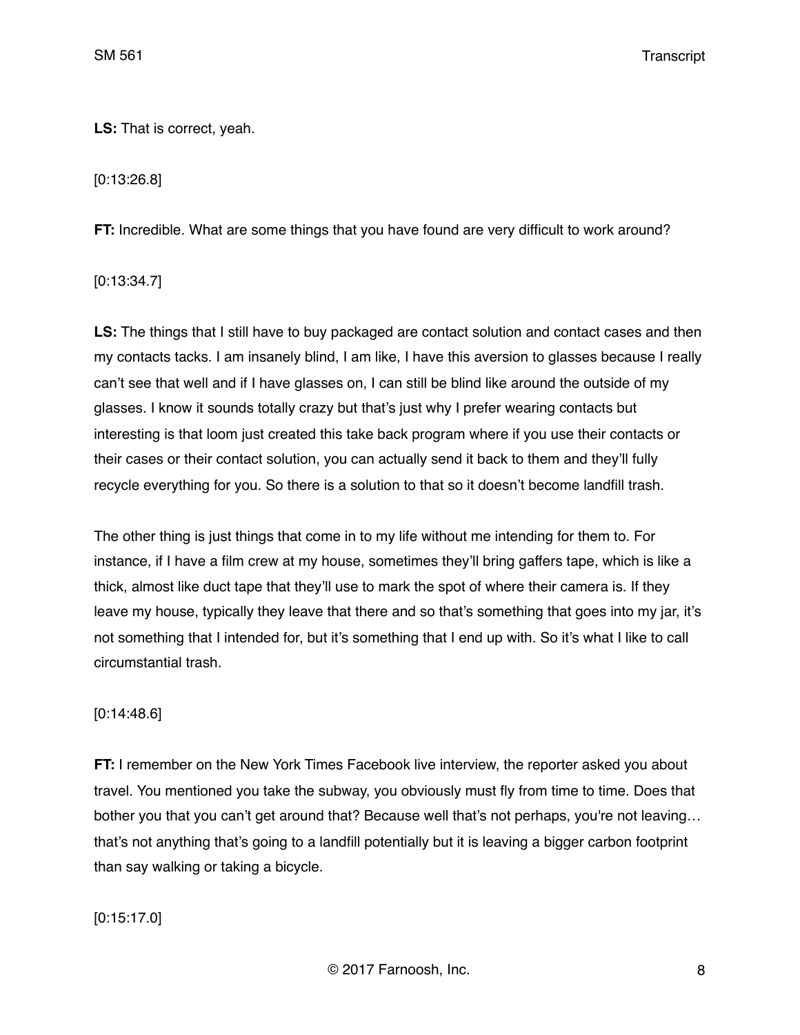**LS:** That is correct, yeah.

[0:13:26.8]

**FT:** Incredible. What are some things that you have found are very difficult to work around?

[0:13:34.7]

**LS:** The things that I still have to buy packaged are contact solution and contact cases and then my contacts tacks. I am insanely blind, I am like, I have this aversion to glasses because I really can't see that well and if I have glasses on, I can still be blind like around the outside of my glasses. I know it sounds totally crazy but that's just why I prefer wearing contacts but interesting is that loom just created this take back program where if you use their contacts or their cases or their contact solution, you can actually send it back to them and they'll fully recycle everything for you. So there is a solution to that so it doesn't become landfill trash.

The other thing is just things that come in to my life without me intending for them to. For instance, if I have a film crew at my house, sometimes they'll bring gaffers tape, which is like a thick, almost like duct tape that they'll use to mark the spot of where their camera is. If they leave my house, typically they leave that there and so that's something that goes into my jar, it's not something that I intended for, but it's something that I end up with. So it's what I like to call circumstantial trash.

[0:14:48.6]

**FT:** I remember on the New York Times Facebook live interview, the reporter asked you about travel. You mentioned you take the subway, you obviously must fly from time to time. Does that bother you that you can't get around that? Because well that's not perhaps, you're not leaving… that's not anything that's going to a landfill potentially but it is leaving a bigger carbon footprint than say walking or taking a bicycle.

[0:15:17.0]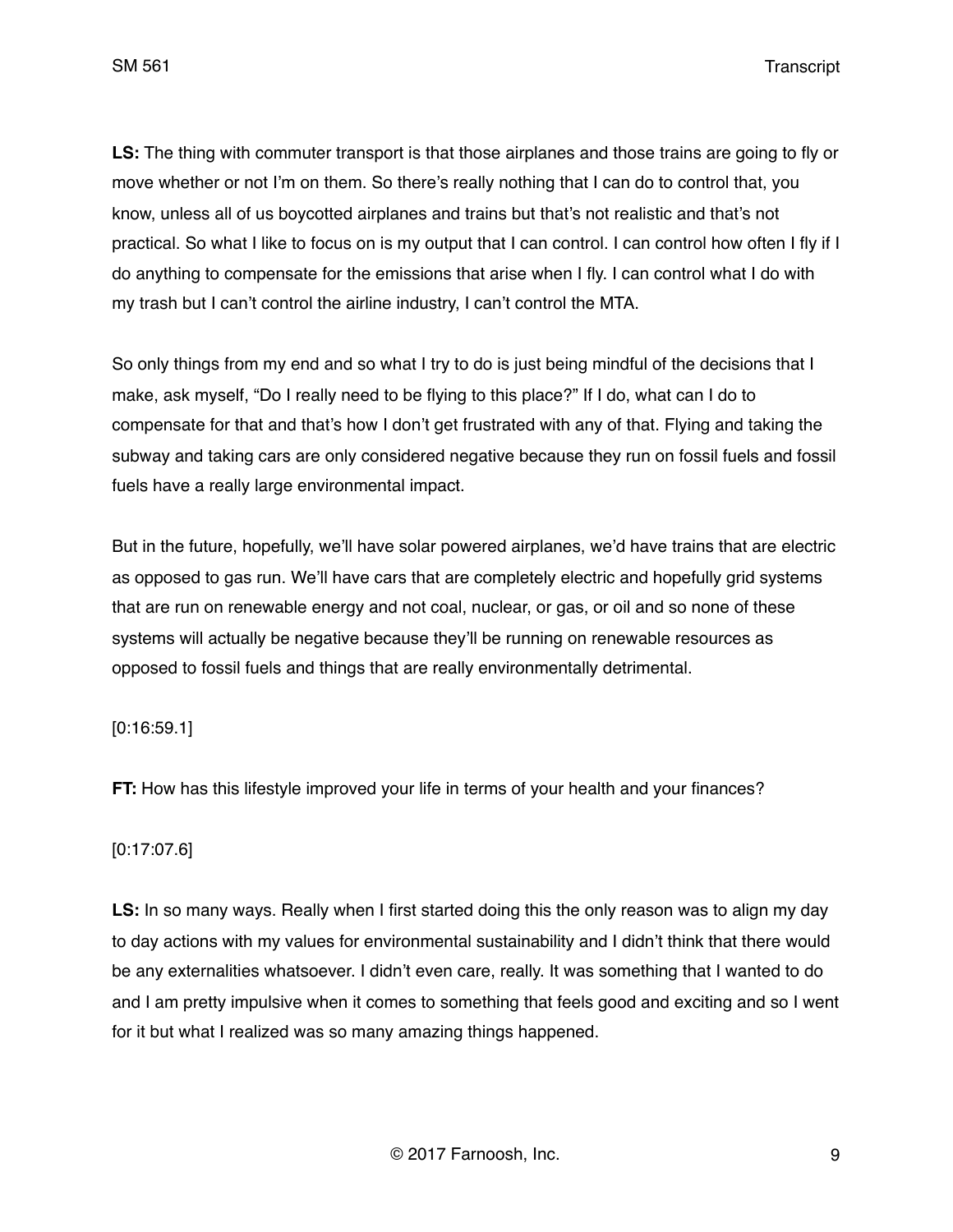**LS:** The thing with commuter transport is that those airplanes and those trains are going to fly or move whether or not I'm on them. So there's really nothing that I can do to control that, you know, unless all of us boycotted airplanes and trains but that's not realistic and that's not practical. So what I like to focus on is my output that I can control. I can control how often I fly if I do anything to compensate for the emissions that arise when I fly. I can control what I do with my trash but I can't control the airline industry, I can't control the MTA.

So only things from my end and so what I try to do is just being mindful of the decisions that I make, ask myself, "Do I really need to be flying to this place?" If I do, what can I do to compensate for that and that's how I don't get frustrated with any of that. Flying and taking the subway and taking cars are only considered negative because they run on fossil fuels and fossil fuels have a really large environmental impact.

But in the future, hopefully, we'll have solar powered airplanes, we'd have trains that are electric as opposed to gas run. We'll have cars that are completely electric and hopefully grid systems that are run on renewable energy and not coal, nuclear, or gas, or oil and so none of these systems will actually be negative because they'll be running on renewable resources as opposed to fossil fuels and things that are really environmentally detrimental.

[0:16:59.1]

**FT:** How has this lifestyle improved your life in terms of your health and your finances?

[0:17:07.6]

**LS:** In so many ways. Really when I first started doing this the only reason was to align my day to day actions with my values for environmental sustainability and I didn't think that there would be any externalities whatsoever. I didn't even care, really. It was something that I wanted to do and I am pretty impulsive when it comes to something that feels good and exciting and so I went for it but what I realized was so many amazing things happened.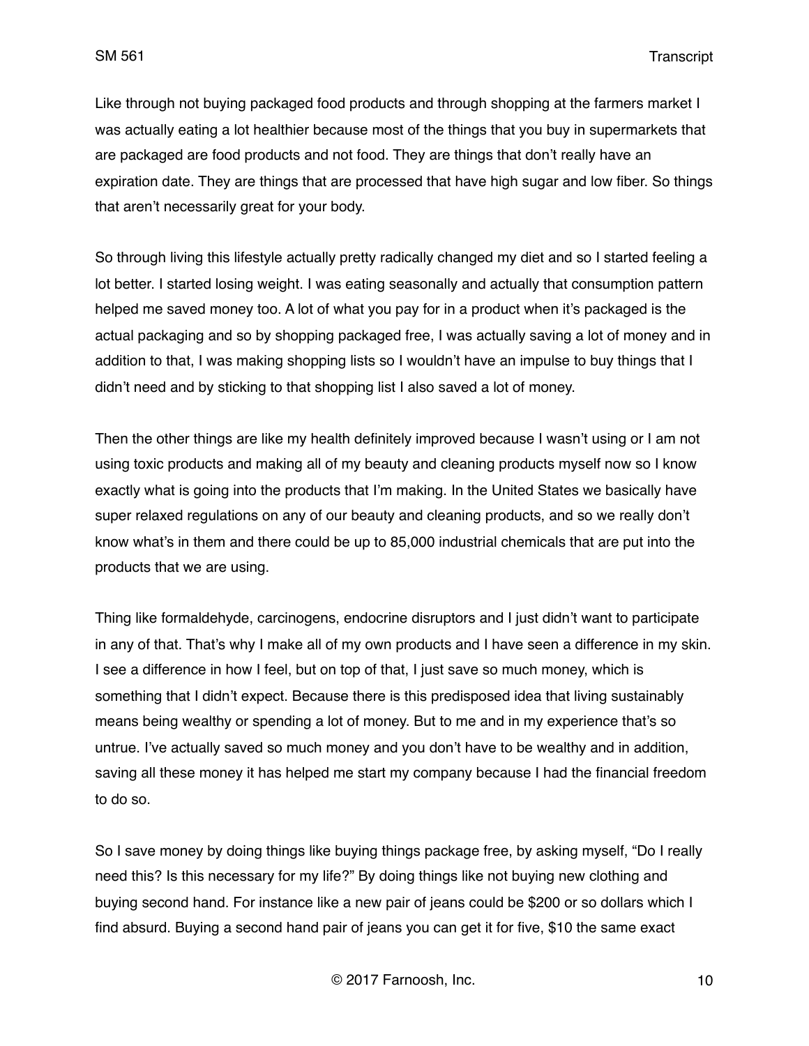Like through not buying packaged food products and through shopping at the farmers market I was actually eating a lot healthier because most of the things that you buy in supermarkets that are packaged are food products and not food. They are things that don't really have an expiration date. They are things that are processed that have high sugar and low fiber. So things that aren't necessarily great for your body.

So through living this lifestyle actually pretty radically changed my diet and so I started feeling a lot better. I started losing weight. I was eating seasonally and actually that consumption pattern helped me saved money too. A lot of what you pay for in a product when it's packaged is the actual packaging and so by shopping packaged free, I was actually saving a lot of money and in addition to that, I was making shopping lists so I wouldn't have an impulse to buy things that I didn't need and by sticking to that shopping list I also saved a lot of money.

Then the other things are like my health definitely improved because I wasn't using or I am not using toxic products and making all of my beauty and cleaning products myself now so I know exactly what is going into the products that I'm making. In the United States we basically have super relaxed regulations on any of our beauty and cleaning products, and so we really don't know what's in them and there could be up to 85,000 industrial chemicals that are put into the products that we are using.

Thing like formaldehyde, carcinogens, endocrine disruptors and I just didn't want to participate in any of that. That's why I make all of my own products and I have seen a difference in my skin. I see a difference in how I feel, but on top of that, I just save so much money, which is something that I didn't expect. Because there is this predisposed idea that living sustainably means being wealthy or spending a lot of money. But to me and in my experience that's so untrue. I've actually saved so much money and you don't have to be wealthy and in addition, saving all these money it has helped me start my company because I had the financial freedom to do so.

So I save money by doing things like buying things package free, by asking myself, "Do I really need this? Is this necessary for my life?" By doing things like not buying new clothing and buying second hand. For instance like a new pair of jeans could be $200 or so dollars which I find absurd. Buying a second hand pair of jeans you can get it for five, $10 the same exact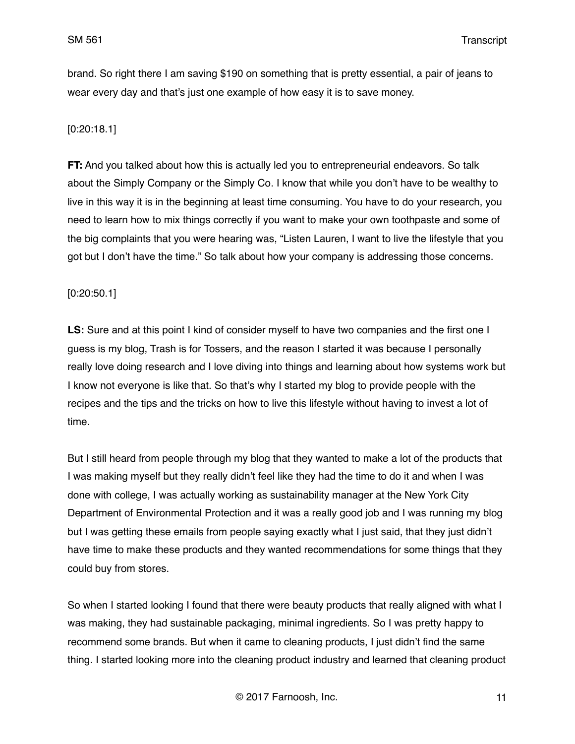brand. So right there I am saving $190 on something that is pretty essential, a pair of jeans to wear every day and that's just one example of how easy it is to save money.

[0:20:18.1]

**FT:** And you talked about how this is actually led you to entrepreneurial endeavors. So talk about the Simply Company or the Simply Co. I know that while you don't have to be wealthy to live in this way it is in the beginning at least time consuming. You have to do your research, you need to learn how to mix things correctly if you want to make your own toothpaste and some of the big complaints that you were hearing was, "Listen Lauren, I want to live the lifestyle that you got but I don't have the time." So talk about how your company is addressing those concerns.

[0:20:50.1]

**LS:** Sure and at this point I kind of consider myself to have two companies and the first one I guess is my blog, Trash is for Tossers, and the reason I started it was because I personally really love doing research and I love diving into things and learning about how systems work but I know not everyone is like that. So that's why I started my blog to provide people with the recipes and the tips and the tricks on how to live this lifestyle without having to invest a lot of time.

But I still heard from people through my blog that they wanted to make a lot of the products that I was making myself but they really didn't feel like they had the time to do it and when I was done with college, I was actually working as sustainability manager at the New York City Department of Environmental Protection and it was a really good job and I was running my blog but I was getting these emails from people saying exactly what I just said, that they just didn't have time to make these products and they wanted recommendations for some things that they could buy from stores.

So when I started looking I found that there were beauty products that really aligned with what I was making, they had sustainable packaging, minimal ingredients. So I was pretty happy to recommend some brands. But when it came to cleaning products, I just didn't find the same thing. I started looking more into the cleaning product industry and learned that cleaning product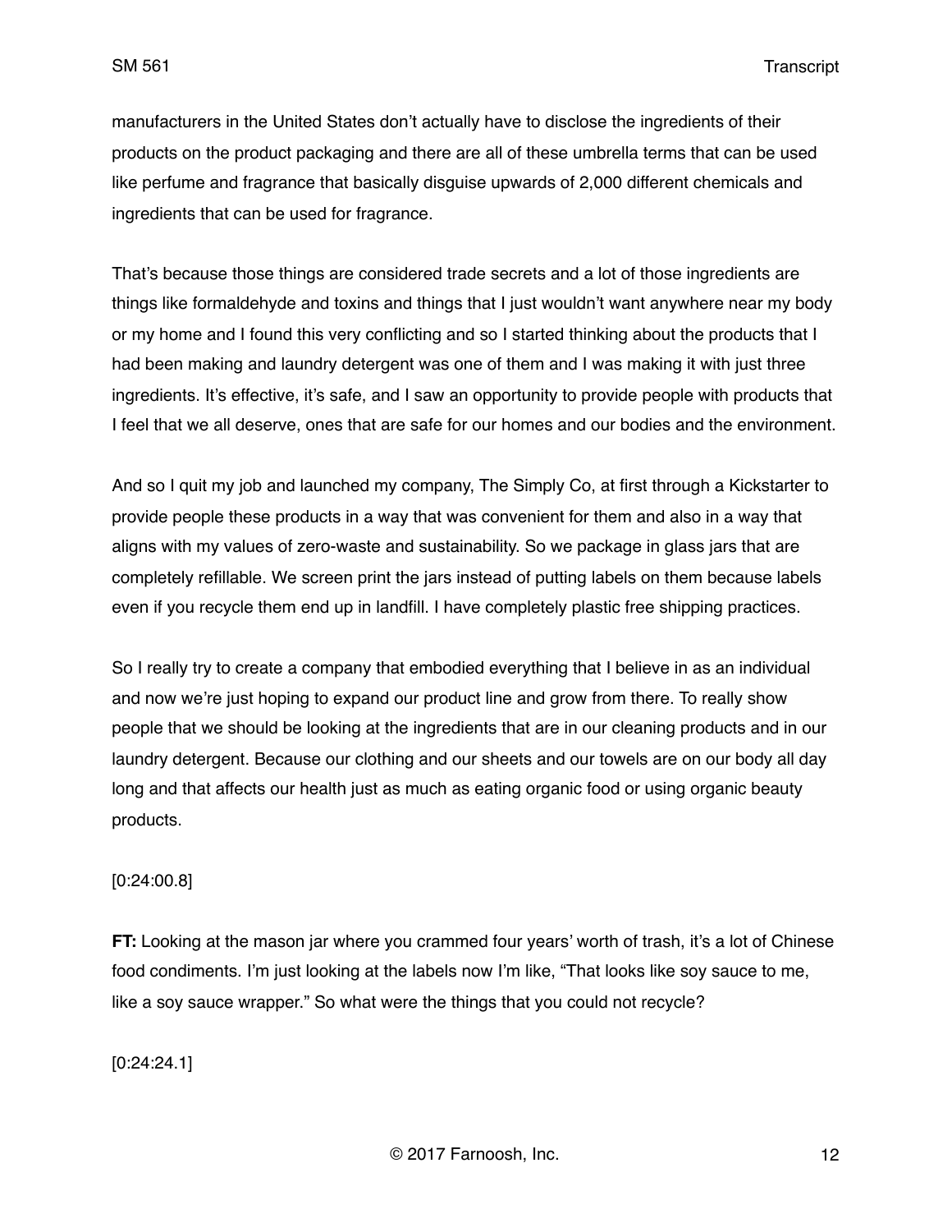manufacturers in the United States don't actually have to disclose the ingredients of their products on the product packaging and there are all of these umbrella terms that can be used like perfume and fragrance that basically disguise upwards of 2,000 different chemicals and ingredients that can be used for fragrance.

That's because those things are considered trade secrets and a lot of those ingredients are things like formaldehyde and toxins and things that I just wouldn't want anywhere near my body or my home and I found this very conflicting and so I started thinking about the products that I had been making and laundry detergent was one of them and I was making it with just three ingredients. It's effective, it's safe, and I saw an opportunity to provide people with products that I feel that we all deserve, ones that are safe for our homes and our bodies and the environment.

And so I quit my job and launched my company, The Simply Co, at first through a Kickstarter to provide people these products in a way that was convenient for them and also in a way that aligns with my values of zero-waste and sustainability. So we package in glass jars that are completely refillable. We screen print the jars instead of putting labels on them because labels even if you recycle them end up in landfill. I have completely plastic free shipping practices.

So I really try to create a company that embodied everything that I believe in as an individual and now we're just hoping to expand our product line and grow from there. To really show people that we should be looking at the ingredients that are in our cleaning products and in our laundry detergent. Because our clothing and our sheets and our towels are on our body all day long and that affects our health just as much as eating organic food or using organic beauty products.

[0:24:00.8]

**FT:** Looking at the mason jar where you crammed four years' worth of trash, it's a lot of Chinese food condiments. I'm just looking at the labels now I'm like, "That looks like soy sauce to me, like a soy sauce wrapper." So what were the things that you could not recycle?

[0:24:24.1]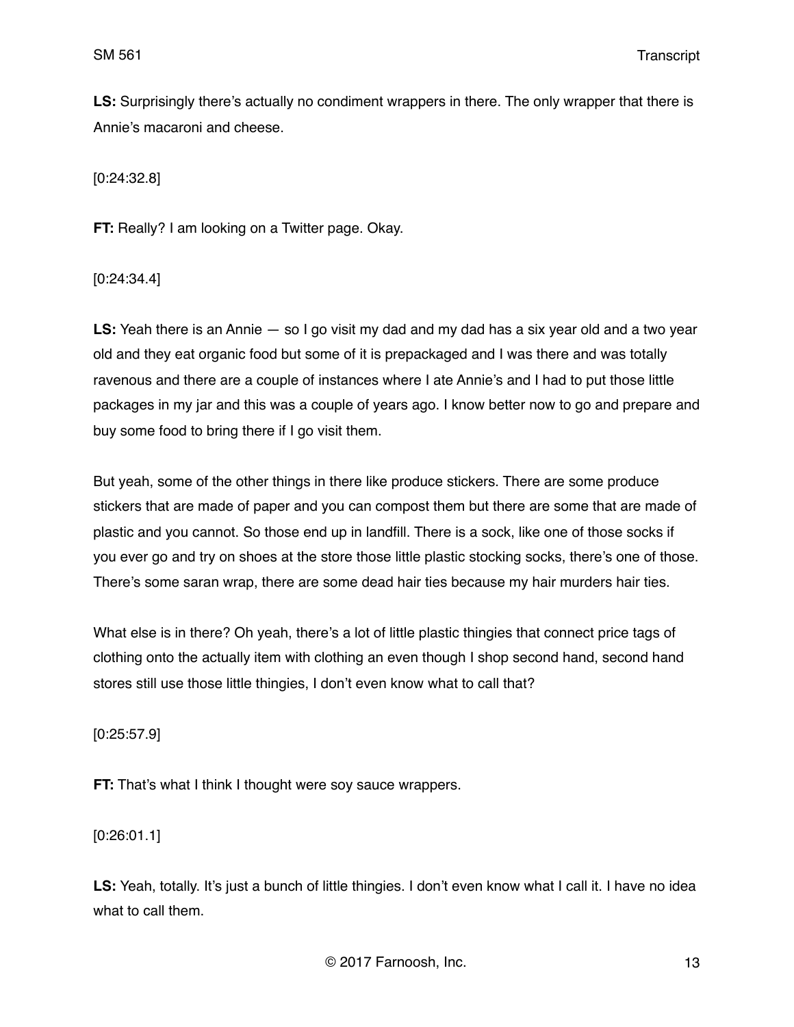**LS:** Surprisingly there's actually no condiment wrappers in there. The only wrapper that there is Annie's macaroni and cheese.

[0:24:32.8]

**FT:** Really? I am looking on a Twitter page. Okay.

[0:24:34.4]

**LS:** Yeah there is an Annie — so I go visit my dad and my dad has a six year old and a two year old and they eat organic food but some of it is prepackaged and I was there and was totally ravenous and there are a couple of instances where I ate Annie's and I had to put those little packages in my jar and this was a couple of years ago. I know better now to go and prepare and buy some food to bring there if I go visit them.

But yeah, some of the other things in there like produce stickers. There are some produce stickers that are made of paper and you can compost them but there are some that are made of plastic and you cannot. So those end up in landfill. There is a sock, like one of those socks if you ever go and try on shoes at the store those little plastic stocking socks, there's one of those. There's some saran wrap, there are some dead hair ties because my hair murders hair ties.

What else is in there? Oh yeah, there's a lot of little plastic thingies that connect price tags of clothing onto the actually item with clothing an even though I shop second hand, second hand stores still use those little thingies, I don't even know what to call that?

[0:25:57.9]

**FT:** That's what I think I thought were soy sauce wrappers.

[0:26:01.1]

**LS:** Yeah, totally. It's just a bunch of little thingies. I don't even know what I call it. I have no idea what to call them.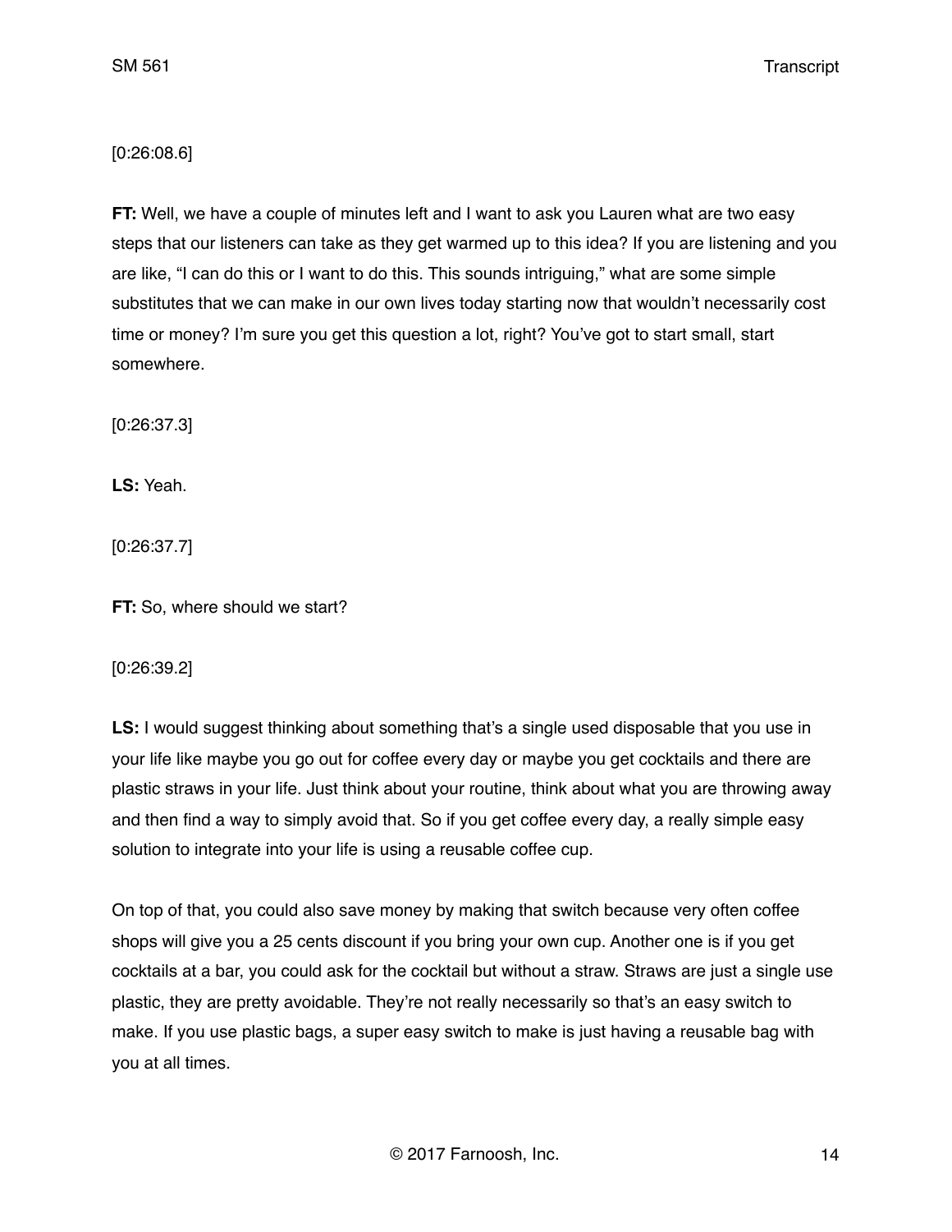[0:26:08.6]

**FT:** Well, we have a couple of minutes left and I want to ask you Lauren what are two easy steps that our listeners can take as they get warmed up to this idea? If you are listening and you are like, “I can do this or I want to do this. This sounds intriguing,” what are some simple substitutes that we can make in our own lives today starting now that wouldn’t necessarily cost time or money? I’m sure you get this question a lot, right? You’ve got to start small, start somewhere.

[0:26:37.3]

**LS:** Yeah.

[0:26:37.7]

**FT:** So, where should we start?

[0:26:39.2]

**LS:** I would suggest thinking about something that’s a single used disposable that you use in your life like maybe you go out for coffee every day or maybe you get cocktails and there are plastic straws in your life. Just think about your routine, think about what you are throwing away and then find a way to simply avoid that. So if you get coffee every day, a really simple easy solution to integrate into your life is using a reusable coffee cup.

On top of that, you could also save money by making that switch because very often coffee shops will give you a 25 cents discount if you bring your own cup. Another one is if you get cocktails at a bar, you could ask for the cocktail but without a straw. Straws are just a single use plastic, they are pretty avoidable. They’re not really necessarily so that’s an easy switch to make. If you use plastic bags, a super easy switch to make is just having a reusable bag with you at all times.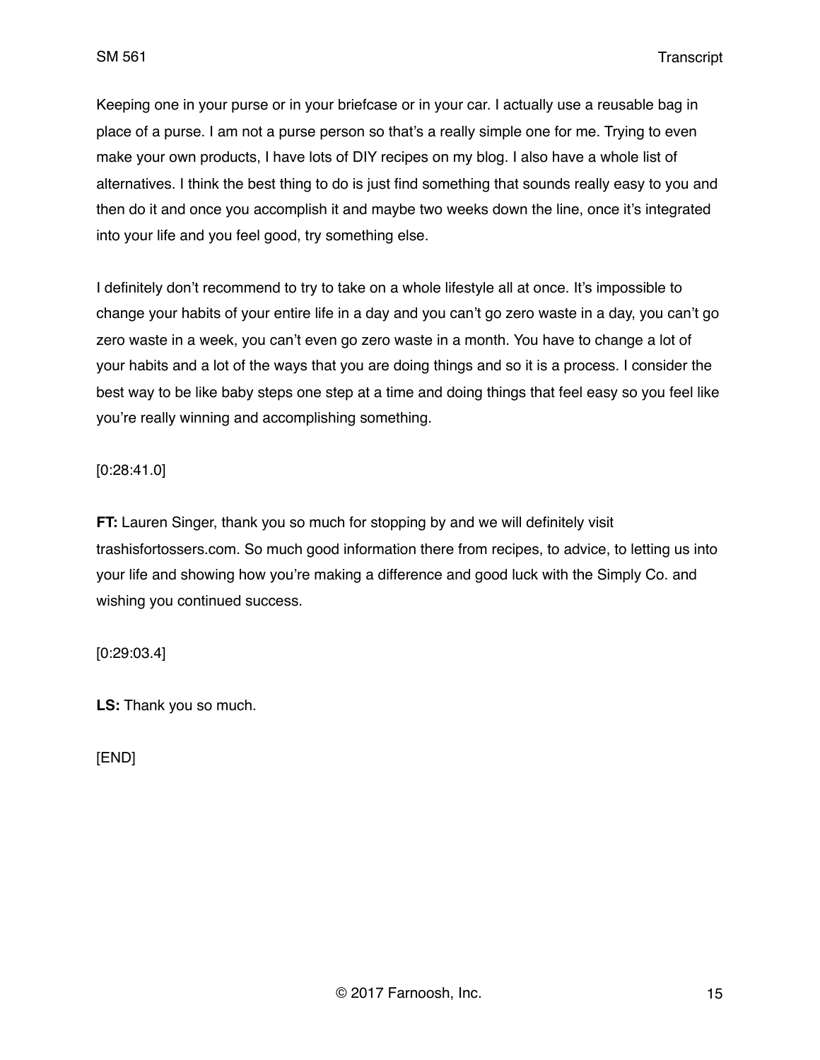Keeping one in your purse or in your briefcase or in your car. I actually use a reusable bag in place of a purse. I am not a purse person so that's a really simple one for me. Trying to even make your own products, I have lots of DIY recipes on my blog. I also have a whole list of alternatives. I think the best thing to do is just find something that sounds really easy to you and then do it and once you accomplish it and maybe two weeks down the line, once it's integrated into your life and you feel good, try something else.

I definitely don't recommend to try to take on a whole lifestyle all at once. It's impossible to change your habits of your entire life in a day and you can't go zero waste in a day, you can't go zero waste in a week, you can't even go zero waste in a month. You have to change a lot of your habits and a lot of the ways that you are doing things and so it is a process. I consider the best way to be like baby steps one step at a time and doing things that feel easy so you feel like you're really winning and accomplishing something.

[0:28:41.0]

**FT:** Lauren Singer, thank you so much for stopping by and we will definitely visit trashisfortossers.com. So much good information there from recipes, to advice, to letting us into your life and showing how you're making a difference and good luck with the Simply Co. and wishing you continued success.

[0:29:03.4]

**LS:** Thank you so much.

[END]

© 2017 Farnoosh, Inc.